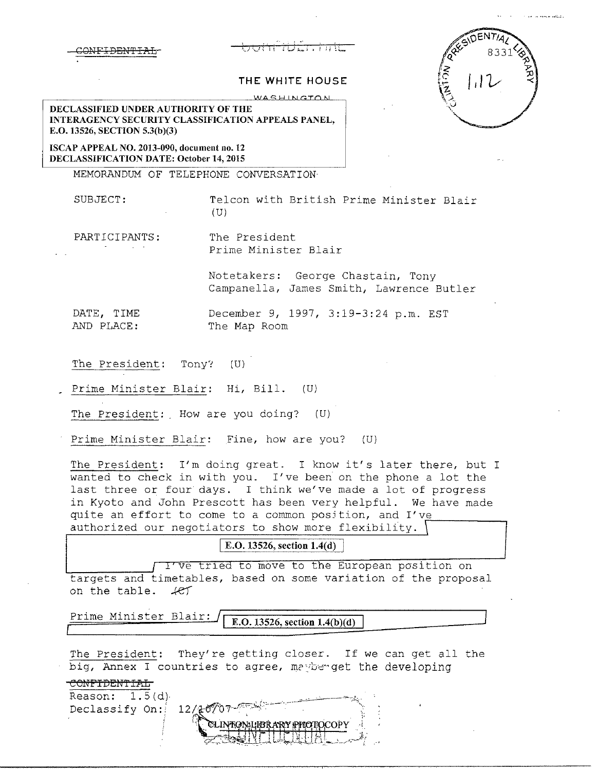~~CONFIDENTIAL~~

THE WHITE HOUSE

WASHINGTON

**DECLASSIFIED UNDER AUTHORITY OF THE INTERAGENCY SECURITY CLASSIFICATION APPEALS PANEL, E.O. 13526, SECTION 5.3(b)(3)**

**ISCAP APPEAL NO. 2013-090, document no. 12**
**DECLASSIFICATION DATE: October 14, 2015**

CLINTON PRESIDENTIAL LIBRARY 8331
1.12

MEMORANDUM OF TELEPHONE CONVERSATION

SUBJECT: Telcon with British Prime Minister Blair (U)

PARTICIPANTS: The President
Prime Minister Blair

Notetakers: George Chastain, Tony Campanella, James Smith, Lawrence Butler

DATE, TIME AND PLACE: December 9, 1997, 3:19-3:24 p.m. EST
The Map Room

The President: Tony? (U)

Prime Minister Blair: Hi, Bill. (U)

The President: How are you doing? (U)

Prime Minister Blair: Fine, how are you? (U)

The President: I'm doing great. I know it's later there, but I wanted to check in with you. I've been on the phone a lot the last three or four days. I think we've made a lot of progress in Kyoto and John Prescott has been very helpful. We have made quite an effort to come to a common position, and I've authorized our negotiators to show more flexibility. [E.O. 13526, section 1.4(d)] I've tried to move to the European position on targets and timetables, based on some variation of the proposal on the table. (C)

Prime Minister Blair: [E.O. 13526, section 1.4(b)(d)]

The President: They're getting closer. If we can get all the big, Annex I countries to agree, maybe get the developing

~~CONFIDENTIAL~~
Reason: 1.5(d)
Declassify On: 12/10/07

CLINTON LIBRARY PHOTOCOPY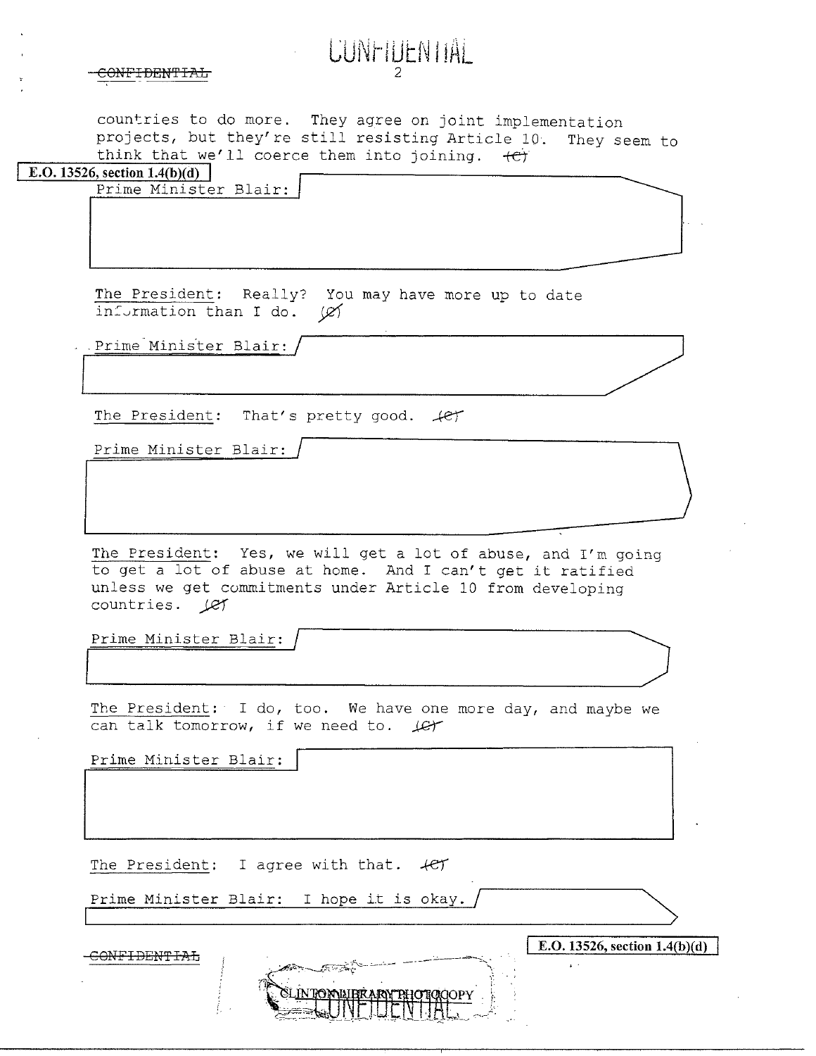CONFIDENTIAL

countries to do more. They agree on joint implementation projects, but they're still resisting Article 10. They seem to think that we'll coerce them into joining. (C)

E.O. 13526, section 1.4(b)(d)

Prime Minister Blair:

The President: Really? You may have more up to date information than I do. (C)

Prime Minister Blair:

The President: That's pretty good. (C)

Prime Minister Blair:

The President: Yes, we will get a lot of abuse, and I'm going to get a lot of abuse at home. And I can't get it ratified unless we get commitments under Article 10 from developing countries. (C)

Prime Minister Blair:

The President: I do, too. We have one more day, and maybe we can talk tomorrow, if we need to. (C)

Prime Minister Blair:

The President: I agree with that. (C)

Prime Minister Blair: I hope it is okay.

E.O. 13526, section 1.4(b)(d)

CONFIDENTIAL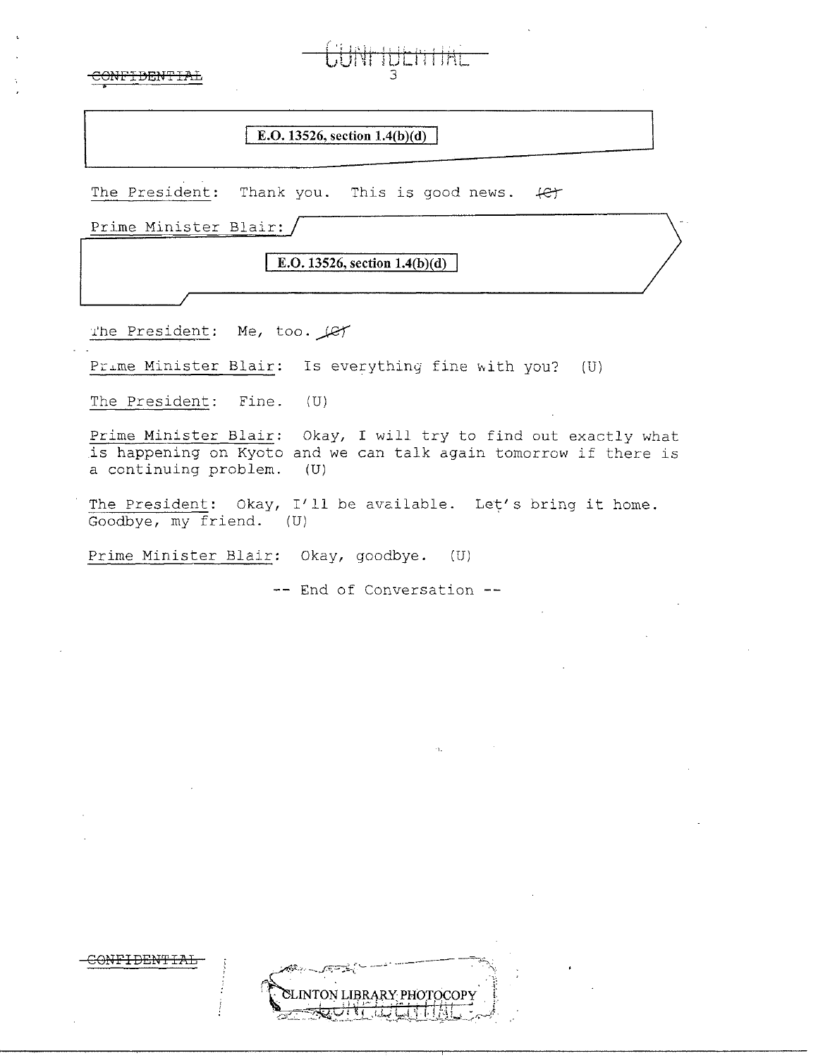E.O. 13526, section 1.4(b)(d)

The President: Thank you. This is good news. (C)

Prime Minister Blair:

E.O. 13526, section 1.4(b)(d)

The President: Me, too. (C)

Prime Minister Blair: Is everything fine with you? (U)

The President: Fine. (U)

Prime Minister Blair: Okay, I will try to find out exactly what is happening on Kyoto and we can talk again tomorrow if there is a continuing problem. (U)

The President: Okay, I'll be available. Let's bring it home. Goodbye, my friend. (U)

Prime Minister Blair: Okay, goodbye. (U)

-- End of Conversation --